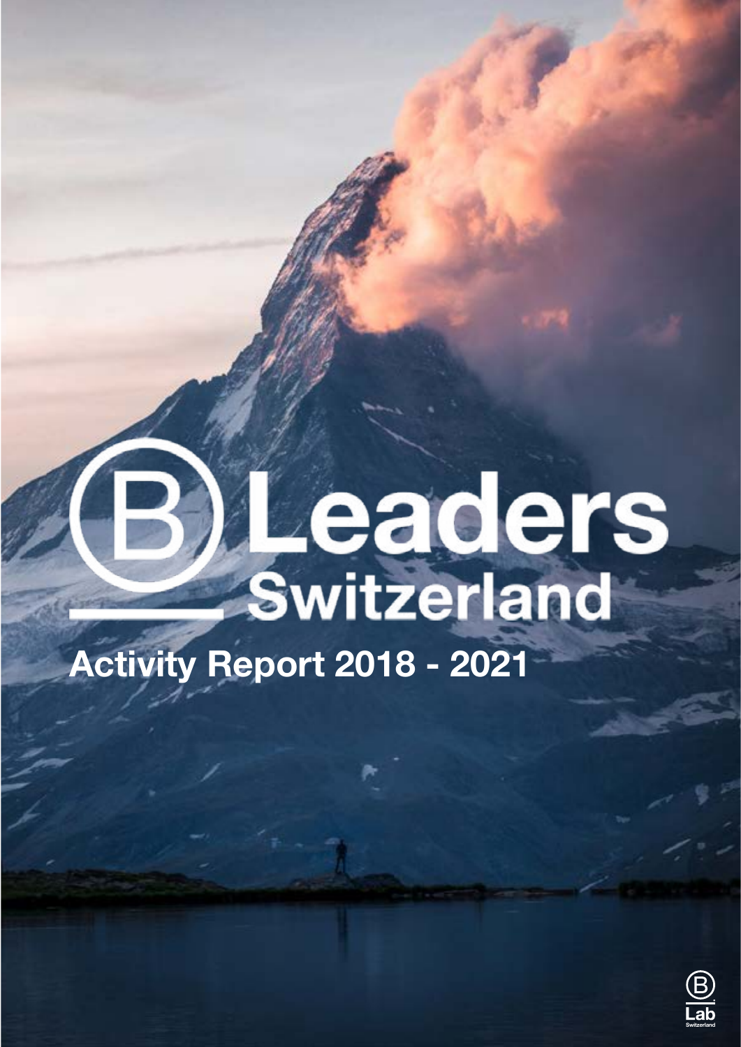# B Leaders Switzerland

## Activity Report 2018 - 2021

B Lab Switzerland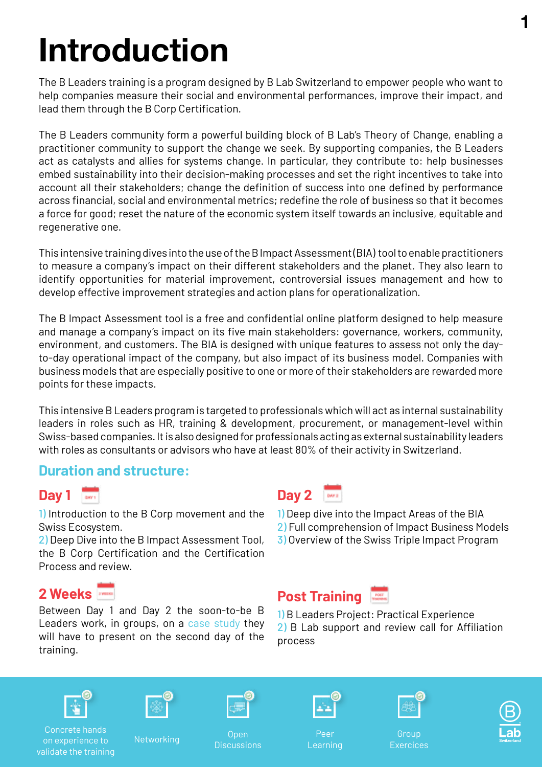# Introduction

The B Leaders training is a program designed by B Lab Switzerland to empower people who want to help companies measure their social and environmental performances, improve their impact, and lead them through the B Corp Certification.

The B Leaders community form a powerful building block of B Lab's Theory of Change, enabling a practitioner community to support the change we seek. By supporting companies, the B Leaders act as catalysts and allies for systems change. In particular, they contribute to: help businesses embed sustainability into their decision-making processes and set the right incentives to take into account all their stakeholders; change the definition of success into one defined by performance across financial, social and environmental metrics; redefine the role of business so that it becomes a force for good; reset the nature of the economic system itself towards an inclusive, equitable and regenerative one.

This intensive training dives into the use of the B Impact Assessment (BIA) tool to enable practitioners to measure a company's impact on their different stakeholders and the planet. They also learn to identify opportunities for material improvement, controversial issues management and how to develop effective improvement strategies and action plans for operationalization.

The B Impact Assessment tool is a free and confidential online platform designed to help measure and manage a company's impact on its five main stakeholders: governance, workers, community, environment, and customers. The BIA is designed with unique features to assess not only the day-to-day operational impact of the company, but also impact of its business model. Companies with business models that are especially positive to one or more of their stakeholders are rewarded more points for these impacts.

This intensive B Leaders program is targeted to professionals which will act as internal sustainability leaders in roles such as HR, training & development, procurement, or management-level within Swiss-based companies. It is also designed for professionals acting as external sustainability leaders with roles as consultants or advisors who have at least 80% of their activity in Switzerland.

## Duration and structure:

### Day 1

1) Introduction to the B Corp movement and the Swiss Ecosystem.
2) Deep Dive into the B Impact Assessment Tool, the B Corp Certification and the Certification Process and review.

### 2 Weeks

Between Day 1 and Day 2 the soon-to-be B Leaders work, in groups, on a case study they will have to present on the second day of the training.

### Day 2

1) Deep dive into the Impact Areas of the BIA
2) Full comprehension of Impact Business Models
3) Overview of the Swiss Triple Impact Program

### Post Training

1) B Leaders Project: Practical Experience
2) B Lab support and review call for Affiliation process

Concrete hands on experience to validate the training

Networking

Open Discussions

Peer Learning

Group Exercices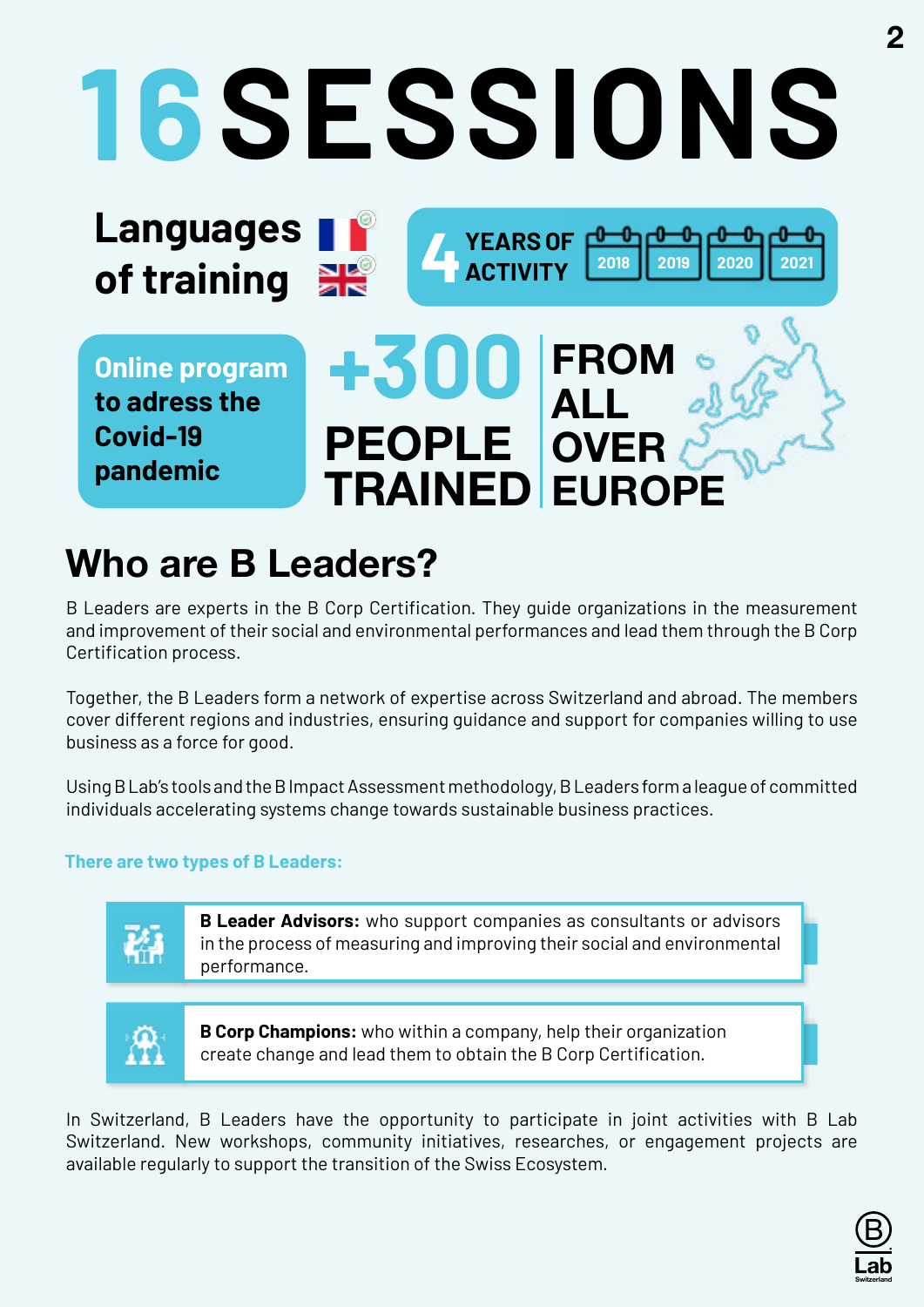# 16 SESSIONS

**Languages of training**

**4 YEARS OF ACTIVITY** 2018 2019 2020 2021

**Online program to adress the Covid-19 pandemic**

**+300 PEOPLE TRAINED**

**FROM ALL OVER EUROPE**

## Who are B Leaders?

B Leaders are experts in the B Corp Certification. They guide organizations in the measurement and improvement of their social and environmental performances and lead them through the B Corp Certification process.

Together, the B Leaders form a network of expertise across Switzerland and abroad. The members cover different regions and industries, ensuring guidance and support for companies willing to use business as a force for good.

Using B Lab's tools and the B Impact Assessment methodology, B Leaders form a league of committed individuals accelerating systems change towards sustainable business practices.

**There are two types of B Leaders:**

- **B Leader Advisors:** who support companies as consultants or advisors in the process of measuring and improving their social and environmental performance.
- **B Corp Champions:** who within a company, help their organization create change and lead them to obtain the B Corp Certification.

In Switzerland, B Leaders have the opportunity to participate in joint activities with B Lab Switzerland. New workshops, community initiatives, researches, or engagement projects are available regularly to support the transition of the Swiss Ecosystem.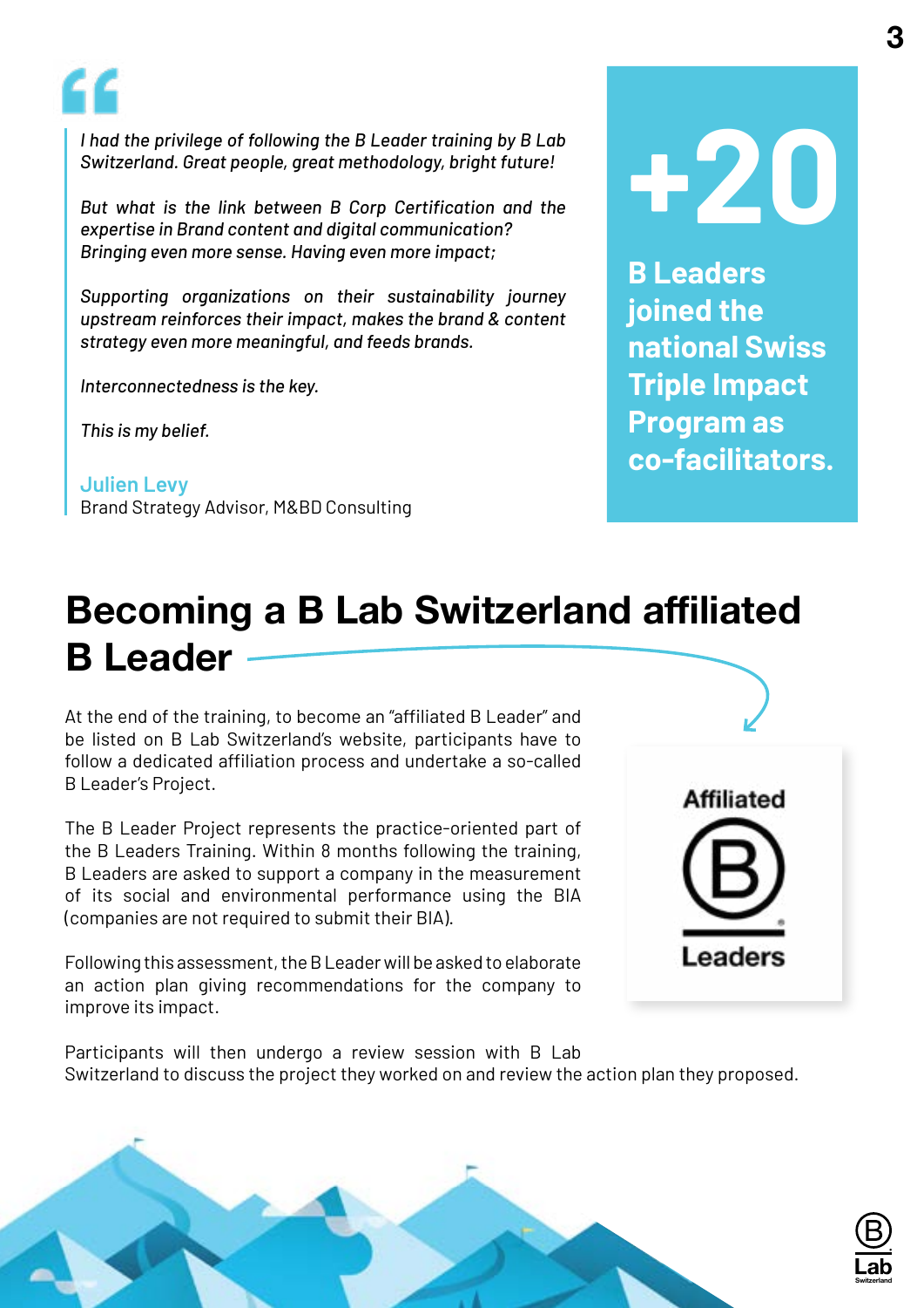*I had the privilege of following the B Leader training by B Lab Switzerland. Great people, great methodology, bright future!*

*But what is the link between B Corp Certification and the expertise in Brand content and digital communication? Bringing even more sense. Having even more impact;*

*Supporting organizations on their sustainability journey upstream reinforces their impact, makes the brand & content strategy even more meaningful, and feeds brands.*

*Interconnectedness is the key.*

*This is my belief.*

**Julien Levy**
Brand Strategy Advisor, M&BD Consulting

**+20**

**B Leaders joined the national Swiss Triple Impact Program as co-facilitators.**

## Becoming a B Lab Switzerland affiliated B Leader

At the end of the training, to become an "affiliated B Leader" and be listed on B Lab Switzerland's website, participants have to follow a dedicated affiliation process and undertake a so-called B Leader's Project.

The B Leader Project represents the practice-oriented part of the B Leaders Training. Within 8 months following the training, B Leaders are asked to support a company in the measurement of its social and environmental performance using the BIA (companies are not required to submit their BIA).

Following this assessment, the B Leader will be asked to elaborate an action plan giving recommendations for the company to improve its impact.

Participants will then undergo a review session with B Lab Switzerland to discuss the project they worked on and review the action plan they proposed.

Affiliated B Leaders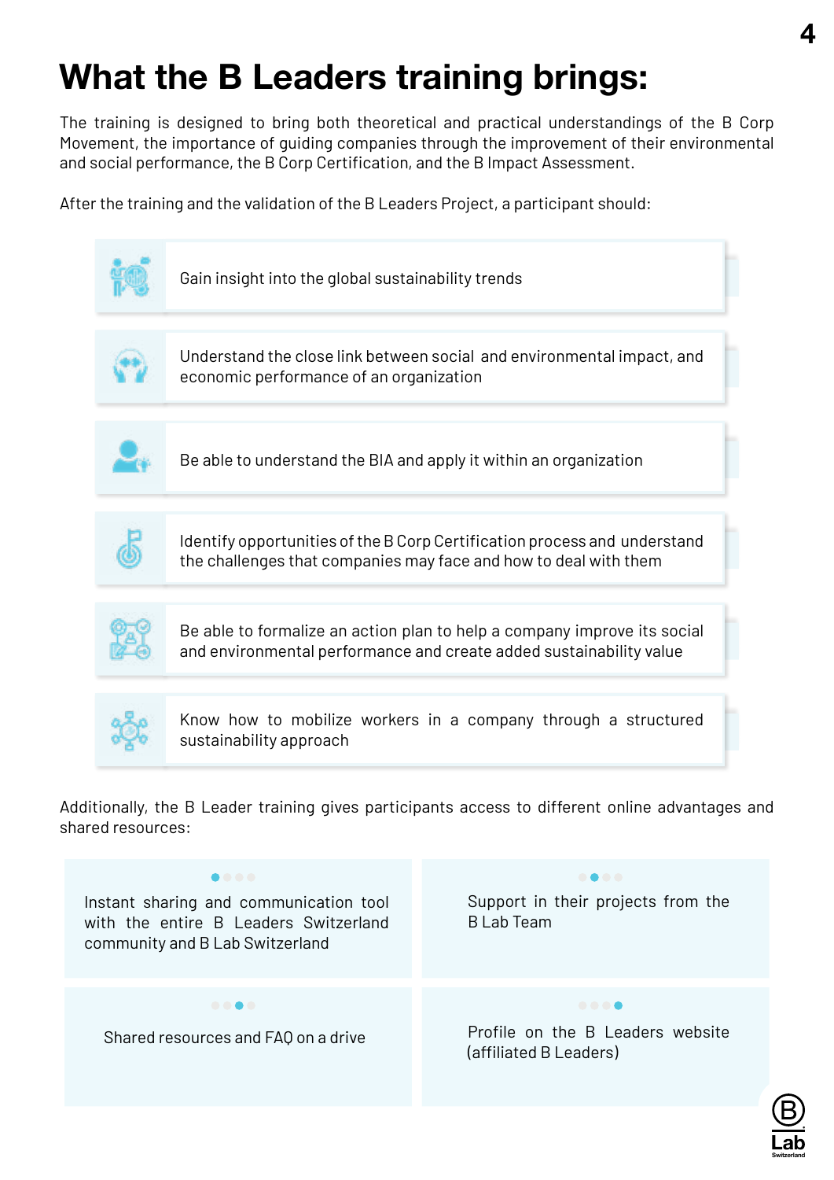# What the B Leaders training brings:

The training is designed to bring both theoretical and practical understandings of the B Corp Movement, the importance of guiding companies through the improvement of their environmental and social performance, the B Corp Certification, and the B Impact Assessment.

After the training and the validation of the B Leaders Project, a participant should:

- Gain insight into the global sustainability trends
- Understand the close link between social and environmental impact, and economic performance of an organization
- Be able to understand the BIA and apply it within an organization
- Identify opportunities of the B Corp Certification process and understand the challenges that companies may face and how to deal with them
- Be able to formalize an action plan to help a company improve its social and environmental performance and create added sustainability value
- Know how to mobilize workers in a company through a structured sustainability approach

Additionally, the B Leader training gives participants access to different online advantages and shared resources:

- Instant sharing and communication tool with the entire B Leaders Switzerland community and B Lab Switzerland
- Support in their projects from the B Lab Team
- Shared resources and FAQ on a drive
- Profile on the B Leaders website (affiliated B Leaders)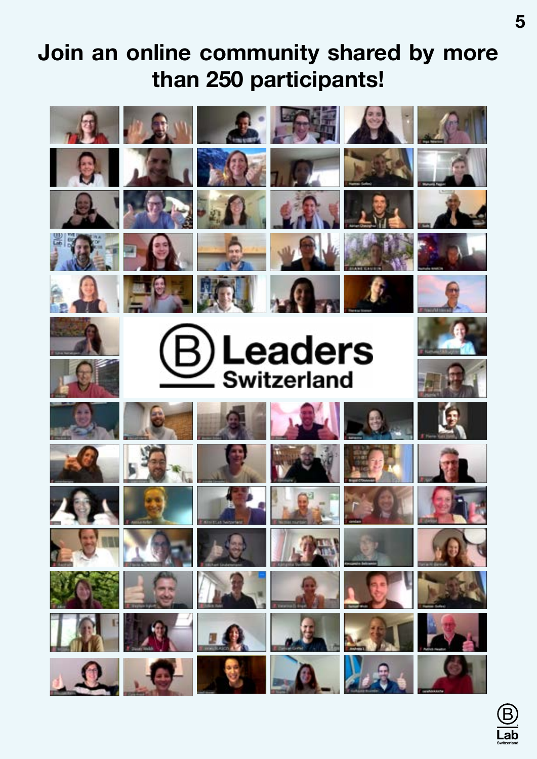# Join an online community shared by more than 250 participants!

B Leaders Switzerland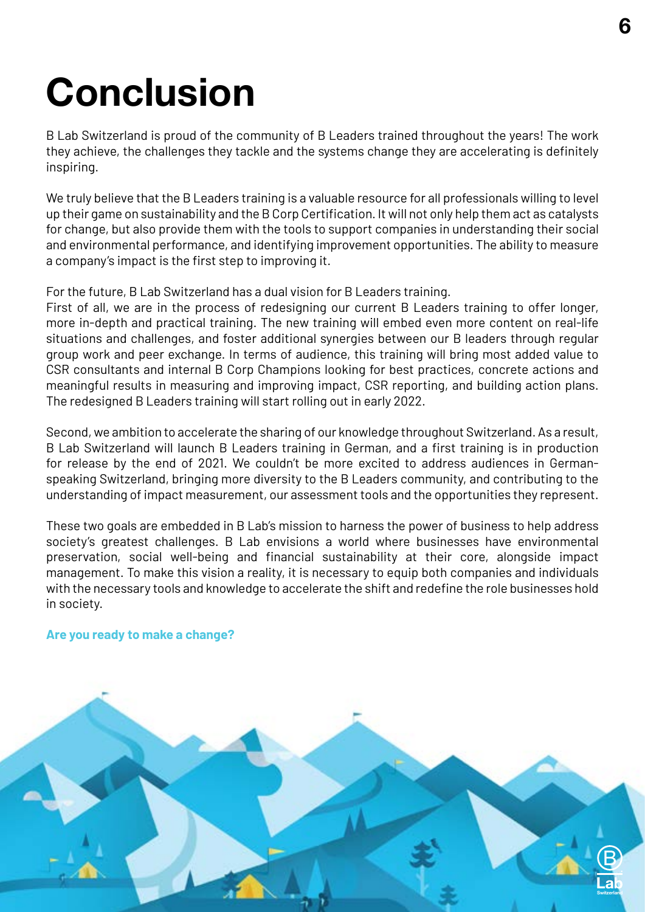# Conclusion

B Lab Switzerland is proud of the community of B Leaders trained throughout the years! The work they achieve, the challenges they tackle and the systems change they are accelerating is definitely inspiring.

We truly believe that the B Leaders training is a valuable resource for all professionals willing to level up their game on sustainability and the B Corp Certification. It will not only help them act as catalysts for change, but also provide them with the tools to support companies in understanding their social and environmental performance, and identifying improvement opportunities. The ability to measure a company's impact is the first step to improving it.

For the future, B Lab Switzerland has a dual vision for B Leaders training.
First of all, we are in the process of redesigning our current B Leaders training to offer longer, more in-depth and practical training. The new training will embed even more content on real-life situations and challenges, and foster additional synergies between our B leaders through regular group work and peer exchange. In terms of audience, this training will bring most added value to CSR consultants and internal B Corp Champions looking for best practices, concrete actions and meaningful results in measuring and improving impact, CSR reporting, and building action plans. The redesigned B Leaders training will start rolling out in early 2022.

Second, we ambition to accelerate the sharing of our knowledge throughout Switzerland. As a result, B Lab Switzerland will launch B Leaders training in German, and a first training is in production for release by the end of 2021. We couldn't be more excited to address audiences in German-speaking Switzerland, bringing more diversity to the B Leaders community, and contributing to the understanding of impact measurement, our assessment tools and the opportunities they represent.

These two goals are embedded in B Lab's mission to harness the power of business to help address society's greatest challenges. B Lab envisions a world where businesses have environmental preservation, social well-being and financial sustainability at their core, alongside impact management. To make this vision a reality, it is necessary to equip both companies and individuals with the necessary tools and knowledge to accelerate the shift and redefine the role businesses hold in society.

**Are you ready to make a change?**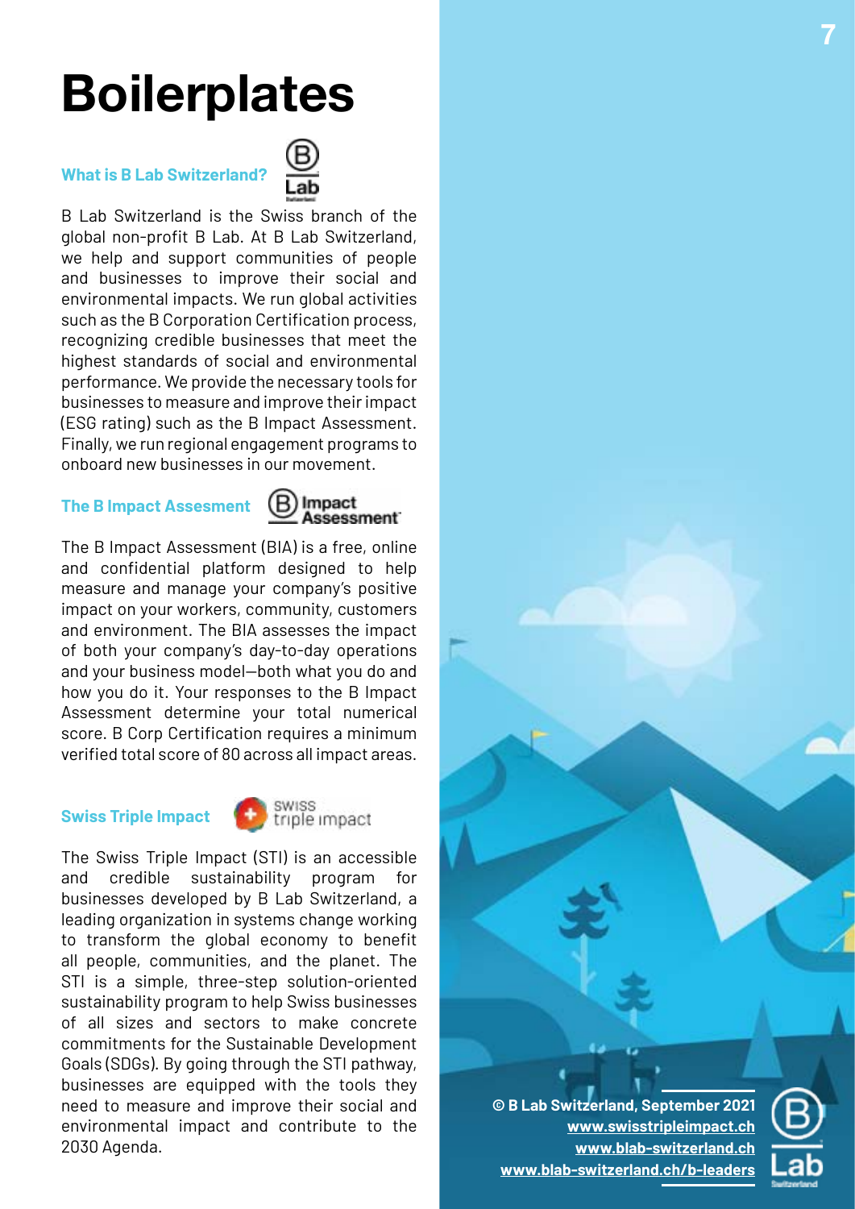# Boilerplates

### What is B Lab Switzerland?

B Lab Switzerland is the Swiss branch of the global non-profit B Lab. At B Lab Switzerland, we help and support communities of people and businesses to improve their social and environmental impacts. We run global activities such as the B Corporation Certification process, recognizing credible businesses that meet the highest standards of social and environmental performance. We provide the necessary tools for businesses to measure and improve their impact (ESG rating) such as the B Impact Assessment. Finally, we run regional engagement programs to onboard new businesses in our movement.

### The B Impact Assesment

The B Impact Assessment (BIA) is a free, online and confidential platform designed to help measure and manage your company's positive impact on your workers, community, customers and environment. The BIA assesses the impact of both your company's day-to-day operations and your business model—both what you do and how you do it. Your responses to the B Impact Assessment determine your total numerical score. B Corp Certification requires a minimum verified total score of 80 across all impact areas.

### Swiss Triple Impact

The Swiss Triple Impact (STI) is an accessible and credible sustainability program for businesses developed by B Lab Switzerland, a leading organization in systems change working to transform the global economy to benefit all people, communities, and the planet. The STI is a simple, three-step solution-oriented sustainability program to help Swiss businesses of all sizes and sectors to make concrete commitments for the Sustainable Development Goals (SDGs). By going through the STI pathway, businesses are equipped with the tools they need to measure and improve their social and environmental impact and contribute to the 2030 Agenda.

**© B Lab Switzerland, September 2021**
**www.swisstripleimpact.ch**
**www.blab-switzerland.ch**
**www.blab-switzerland.ch/b-leaders**